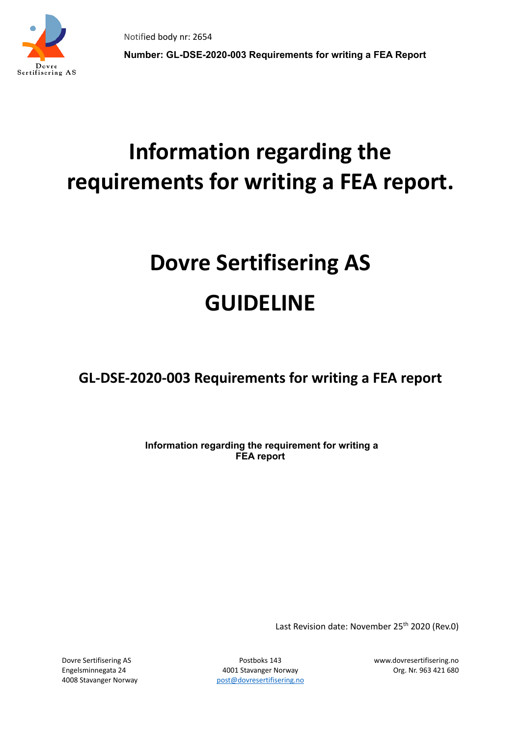Notified body nr: 2654

**Number: GL-DSE-2020-003 Requirements for writing a FEA Report**

# Information regarding the requirements for writing a FEA report.

# Dovre Sertifisering AS

# GUIDELINE

## GL-DSE-2020-003 Requirements for writing a FEA report

**Information regarding the requirement for writing a FEA report**

Last Revision date: November 25th 2020 (Rev.0)

Dovre Sertifisering AS
Engelsminnegata 24
4008 Stavanger Norway

Postboks 143
4001 Stavanger Norway
post@dovresertifisering.no

www.dovresertifisering.no
Org. Nr. 963 421 680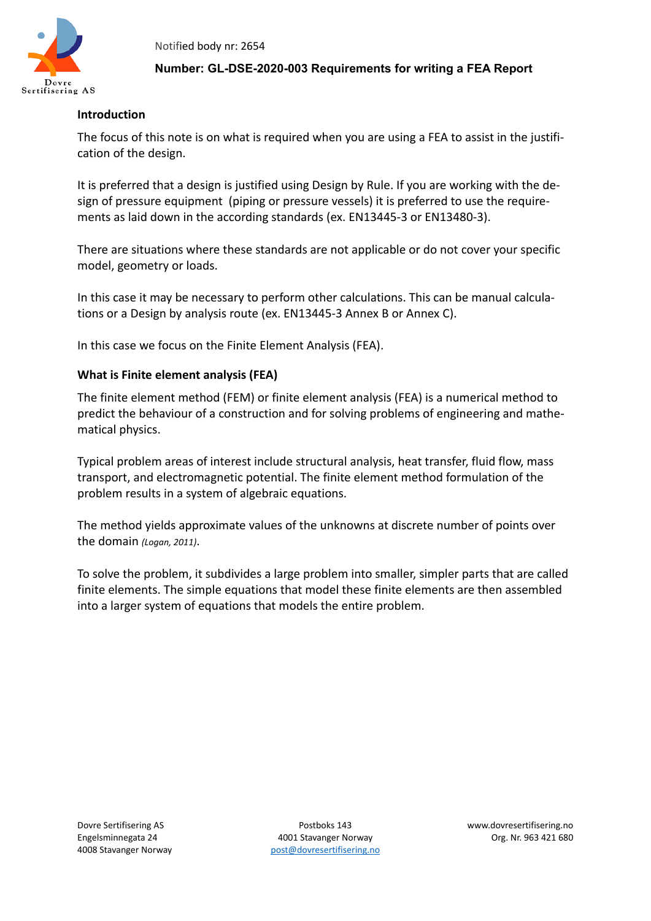## Introduction

The focus of this note is on what is required when you are using a FEA to assist in the justification of the design.

It is preferred that a design is justified using Design by Rule. If you are working with the design of pressure equipment (piping or pressure vessels) it is preferred to use the requirements as laid down in the according standards (ex. EN13445-3 or EN13480-3).

There are situations where these standards are not applicable or do not cover your specific model, geometry or loads.

In this case it may be necessary to perform other calculations. This can be manual calculations or a Design by analysis route (ex. EN13445-3 Annex B or Annex C).

In this case we focus on the Finite Element Analysis (FEA).

## What is Finite element analysis (FEA)

The finite element method (FEM) or finite element analysis (FEA) is a numerical method to predict the behaviour of a construction and for solving problems of engineering and mathematical physics.

Typical problem areas of interest include structural analysis, heat transfer, fluid flow, mass transport, and electromagnetic potential. The finite element method formulation of the problem results in a system of algebraic equations.

The method yields approximate values of the unknowns at discrete number of points over the domain *(Logan, 2011)*.

To solve the problem, it subdivides a large problem into smaller, simpler parts that are called finite elements. The simple equations that model these finite elements are then assembled into a larger system of equations that models the entire problem.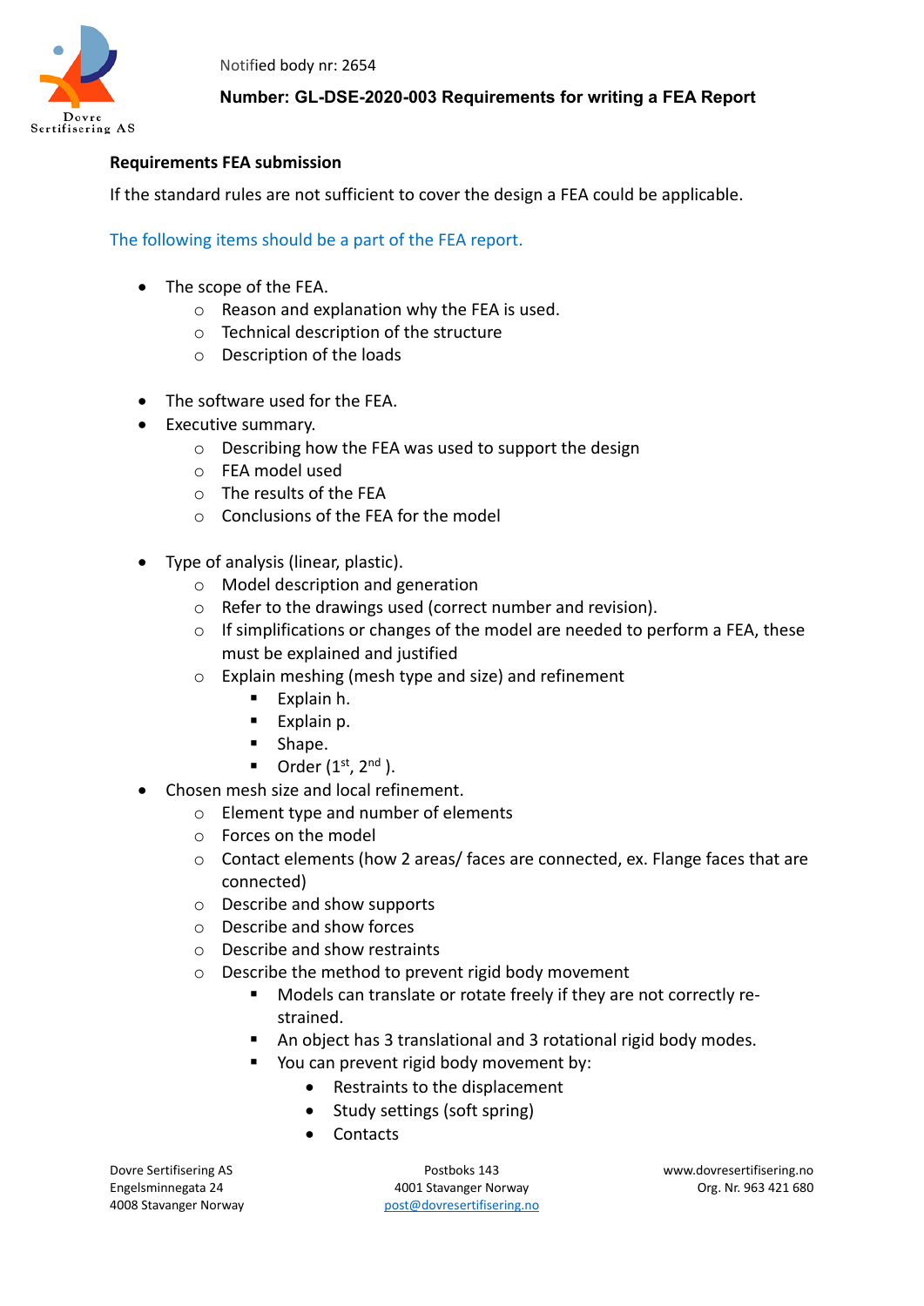Notified body nr: 2654

**Number: GL-DSE-2020-003 Requirements for writing a FEA Report**

**Requirements FEA submission**

If the standard rules are not sufficient to cover the design a FEA could be applicable.

The following items should be a part of the FEA report.

- The scope of the FEA.
    - Reason and explanation why the FEA is used.
    - Technical description of the structure
    - Description of the loads
- The software used for the FEA.
- Executive summary.
    - Describing how the FEA was used to support the design
    - FEA model used
    - The results of the FEA
    - Conclusions of the FEA for the model
- Type of analysis (linear, plastic).
    - Model description and generation
    - Refer to the drawings used (correct number and revision).
    - If simplifications or changes of the model are needed to perform a FEA, these must be explained and justified
    - Explain meshing (mesh type and size) and refinement
        - Explain h.
        - Explain p.
        - Shape.
        - Order (1st, 2nd ).
- Chosen mesh size and local refinement.
    - Element type and number of elements
    - Forces on the model
    - Contact elements (how 2 areas/ faces are connected, ex. Flange faces that are connected)
    - Describe and show supports
    - Describe and show forces
    - Describe and show restraints
    - Describe the method to prevent rigid body movement
        - Models can translate or rotate freely if they are not correctly re-strained.
        - An object has 3 translational and 3 rotational rigid body modes.
        - You can prevent rigid body movement by:
            - Restraints to the displacement
            - Study settings (soft spring)
            - Contacts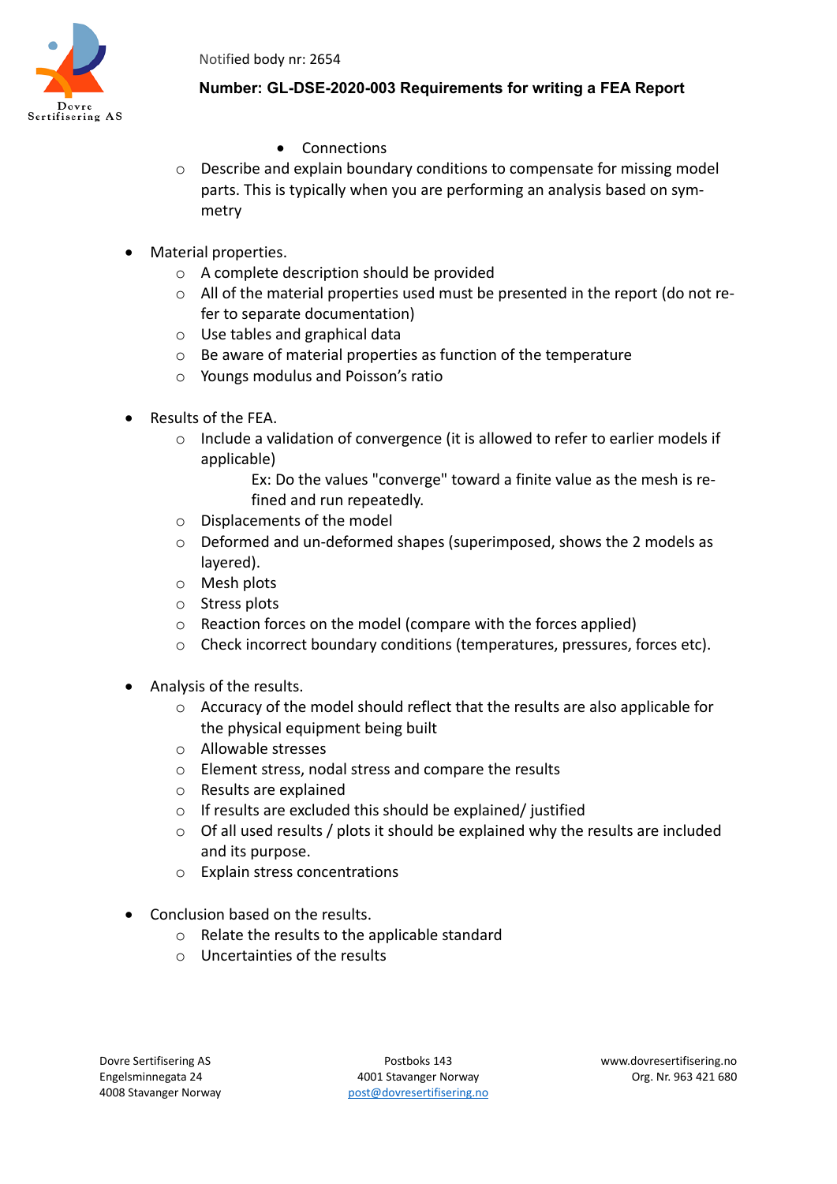- Connections
    - Describe and explain boundary conditions to compensate for missing model parts. This is typically when you are performing an analysis based on symmetry

- Material properties.
    - A complete description should be provided
    - All of the material properties used must be presented in the report (do not refer to separate documentation)
    - Use tables and graphical data
    - Be aware of material properties as function of the temperature
    - Youngs modulus and Poisson's ratio

- Results of the FEA.
    - Include a validation of convergence (it is allowed to refer to earlier models if applicable)

        Ex: Do the values "converge" toward a finite value as the mesh is refined and run repeatedly.
    - Displacements of the model
    - Deformed and un-deformed shapes (superimposed, shows the 2 models as layered).
    - Mesh plots
    - Stress plots
    - Reaction forces on the model (compare with the forces applied)
    - Check incorrect boundary conditions (temperatures, pressures, forces etc).

- Analysis of the results.
    - Accuracy of the model should reflect that the results are also applicable for the physical equipment being built
    - Allowable stresses
    - Element stress, nodal stress and compare the results
    - Results are explained
    - If results are excluded this should be explained/ justified
    - Of all used results / plots it should be explained why the results are included and its purpose.
    - Explain stress concentrations

- Conclusion based on the results.
    - Relate the results to the applicable standard
    - Uncertainties of the results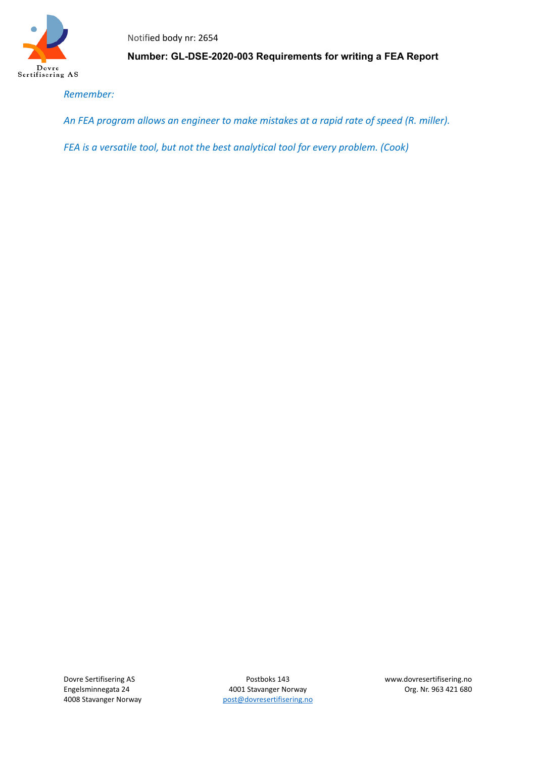*Remember:*

*An FEA program allows an engineer to make mistakes at a rapid rate of speed (R. miller).*

*FEA is a versatile tool, but not the best analytical tool for every problem. (Cook)*